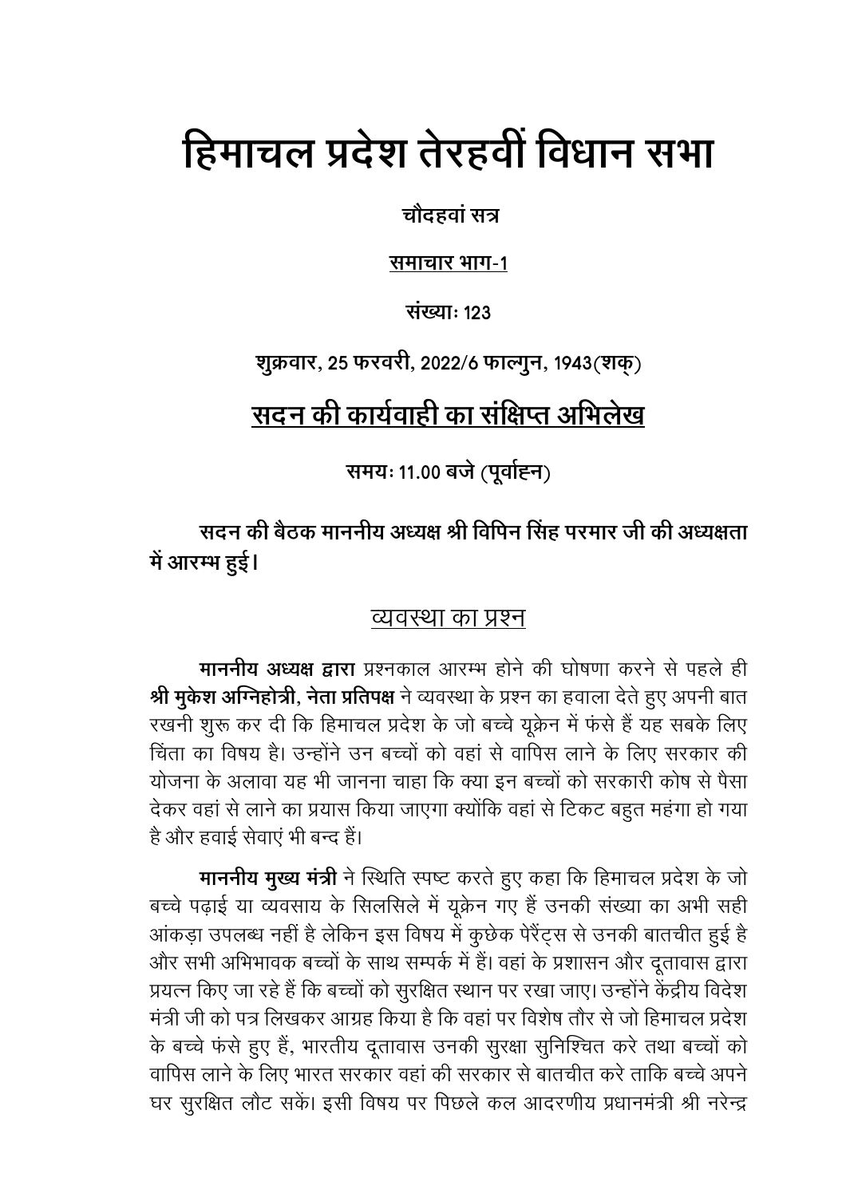# हिमाचल प्रदेश तेरहवीं विधान सभा

**चौदहवां सत्र**

**<u>समाचार भाग-1</u>**

**संख्याः 123**

**शुक्रवार, 25 फरवरी, 2022/6 फाल्गुन, 1943(शक्)**

## <u>सदन की कार्यवाही का संक्षिप्त अभिलेख</u>

**समयः 11.00 बजे (पूर्वाह्न)**

**सदन की बैठक माननीय अध्यक्ष श्री विपिन सिंह परमार जी की अध्यक्षता में आरम्भ हुई।**

### <u>व्यवस्था का प्रश्न</u>

**माननीय अध्यक्ष द्वारा** प्रश्नकाल आरम्भ होने की घोषणा करने से पहले ही **श्री मुकेश अग्निहोत्री, नेता प्रतिपक्ष** ने व्यवस्था के प्रश्न का हवाला देते हुए अपनी बात रखनी शुरू कर दी कि हिमाचल प्रदेश के जो बच्चे यूक्रेन में फंसे हैं यह सबके लिए चिंता का विषय है। उन्होंने उन बच्चों को वहां से वापिस लाने के लिए सरकार की योजना के अलावा यह भी जानना चाहा कि क्या इन बच्चों को सरकारी कोष से पैसा देकर वहां से लाने का प्रयास किया जाएगा क्योंकि वहां से टिकट बहुत महंगा हो गया है और हवाई सेवाएं भी बन्द हैं।

**माननीय मुख्य मंत्री** ने स्थिति स्पष्ट करते हुए कहा कि हिमाचल प्रदेश के जो बच्चे पढ़ाई या व्यवसाय के सिलसिले में यूक्रेन गए हैं उनकी संख्या का अभी सही आंकड़ा उपलब्ध नहीं है लेकिन इस विषय में कुछेक पेरैंट्स से उनकी बातचीत हुई है और सभी अभिभावक बच्चों के साथ सम्पर्क में हैं। वहां के प्रशासन और दूतावास द्वारा प्रयत्न किए जा रहे हैं कि बच्चों को सुरक्षित स्थान पर रखा जाए। उन्होंने केंद्रीय विदेश मंत्री जी को पत्र लिखकर आग्रह किया है कि वहां पर विशेष तौर से जो हिमाचल प्रदेश के बच्चे फंसे हुए हैं, भारतीय दूतावास उनकी सुरक्षा सुनिश्चित करे तथा बच्चों को वापिस लाने के लिए भारत सरकार वहां की सरकार से बातचीत करे ताकि बच्चे अपने घर सुरक्षित लौट सकें। इसी विषय पर पिछले कल आदरणीय प्रधानमंत्री श्री नरेन्द्र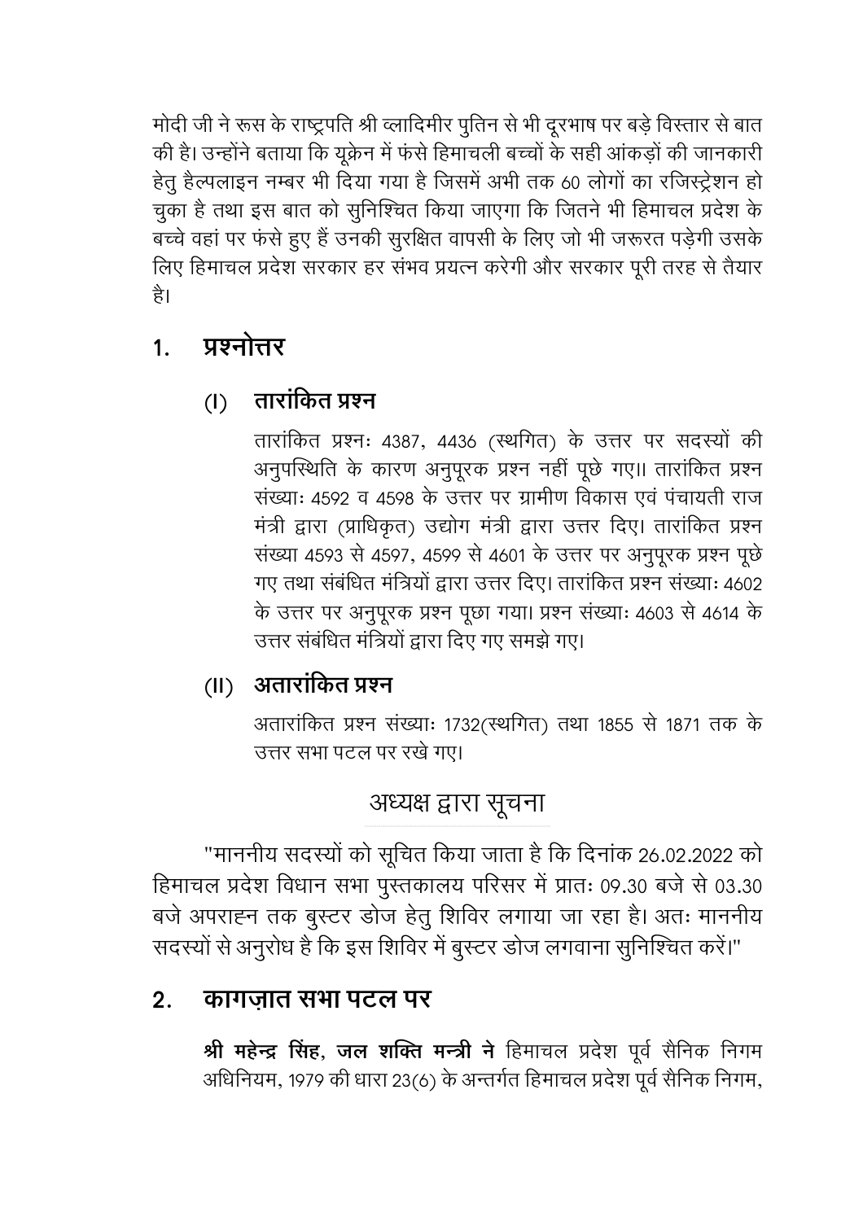मोदी जी ने रूस के राष्ट्रपति श्री व्लादिमीर पुतिन से भी दूरभाष पर बड़े विस्तार से बात की है। उन्होंने बताया कि यूक्रेन में फंसे हिमाचली बच्चों के सही आंकड़ों की जानकारी हेतु हैल्पलाइन नम्बर भी दिया गया है जिसमें अभी तक 60 लोगों का रजिस्ट्रेशन हो चुका है तथा इस बात को सुनिश्चित किया जाएगा कि जितने भी हिमाचल प्रदेश के बच्चे वहां पर फंसे हुए हैं उनकी सुरक्षित वापसी के लिए जो भी जरूरत पड़ेगी उसके लिए हिमाचल प्रदेश सरकार हर संभव प्रयत्न करेगी और सरकार पूरी तरह से तैयार है।

## 1. प्रश्नोत्तर

### (I) तारांकित प्रश्न

तारांकित प्रश्नः 4387, 4436 (स्थगित) के उत्तर पर सदस्यों की अनुपस्थिति के कारण अनुपूरक प्रश्न नहीं पूछे गए।। तारांकित प्रश्न संख्याः 4592 व 4598 के उत्तर पर ग्रामीण विकास एवं पंचायती राज मंत्री द्वारा (प्राधिकृत) उद्योग मंत्री द्वारा उत्तर दिए। तारांकित प्रश्न संख्या 4593 से 4597, 4599 से 4601 के उत्तर पर अनुपूरक प्रश्न पूछे गए तथा संबंधित मंत्रियों द्वारा उत्तर दिए। तारांकित प्रश्न संख्याः 4602 के उत्तर पर अनुपूरक प्रश्न पूछा गया। प्रश्न संख्याः 4603 से 4614 के उत्तर संबंधित मंत्रियों द्वारा दिए गए समझे गए।

### (II) अतारांकित प्रश्न

अतारांकित प्रश्न संख्याः 1732(स्थगित) तथा 1855 से 1871 तक के उत्तर सभा पटल पर रखे गए।

### अध्यक्ष द्वारा सूचना

"माननीय सदस्यों को सूचित किया जाता है कि दिनांक 26.02.2022 को हिमाचल प्रदेश विधान सभा पुस्तकालय परिसर में प्रातः 09.30 बजे से 03.30 बजे अपराह्न तक बुस्टर डोज हेतु शिविर लगाया जा रहा है। अतः माननीय सदस्यों से अनुरोध है कि इस शिविर में बुस्टर डोज लगवाना सुनिश्चित करें।"

## 2. कागज़ात सभा पटल पर

**श्री महेन्द्र सिंह, जल शक्ति मन्त्री ने** हिमाचल प्रदेश पूर्व सैनिक निगम अधिनियम, 1979 की धारा 23(6) के अन्तर्गत हिमाचल प्रदेश पूर्व सैनिक निगम,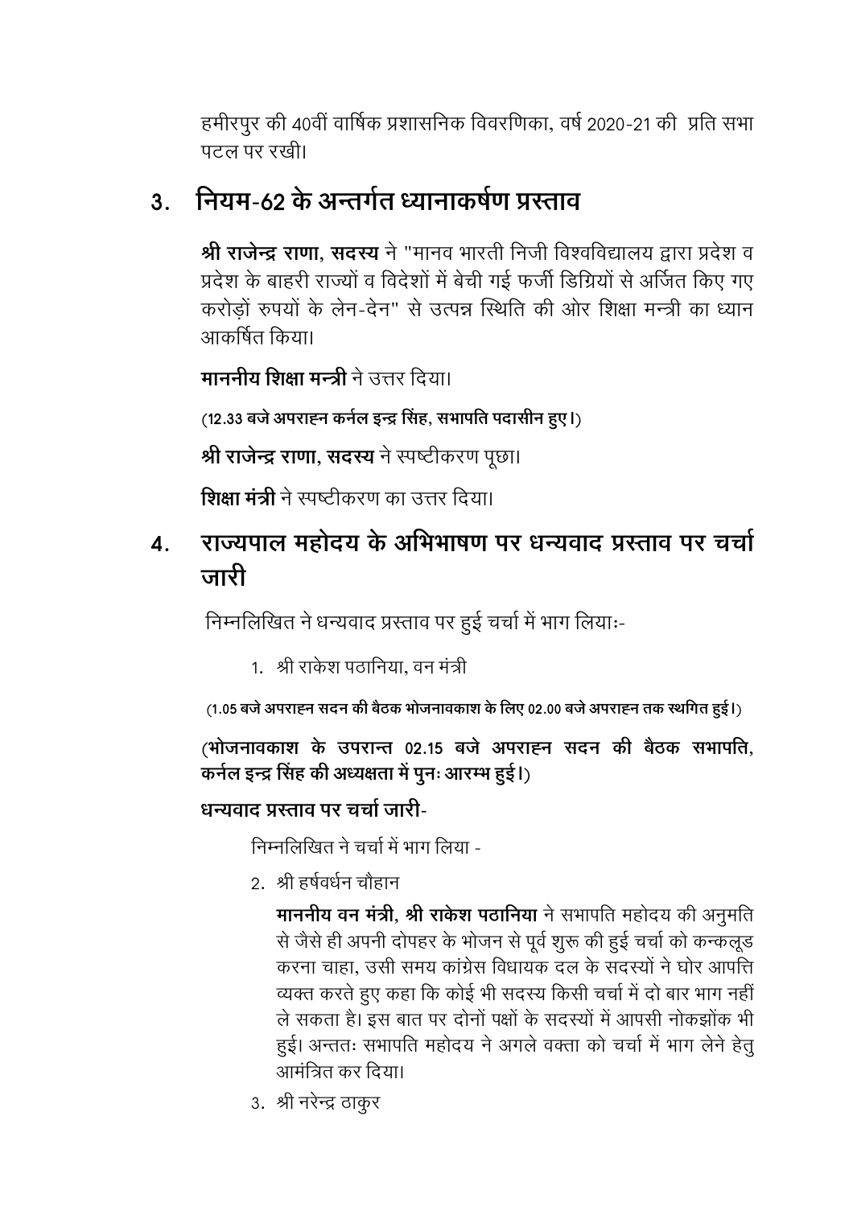हमीरपुर की 40वीं वार्षिक प्रशासनिक विवरणिका, वर्ष 2020-21 की प्रति सभा पटल पर रखी।

## 3. नियम-62 के अन्तर्गत ध्यानाकर्षण प्रस्ताव

**श्री राजेन्द्र राणा, सदस्य** ने "मानव भारती निजी विश्वविद्यालय द्वारा प्रदेश व प्रदेश के बाहरी राज्यों व विदेशों में बेची गई फर्जी डिग्रियों से अर्जित किए गए करोड़ों रुपयों के लेन-देन" से उत्पन्न स्थिति की ओर शिक्षा मन्त्री का ध्यान आकर्षित किया।

**माननीय शिक्षा मन्त्री** ने उत्तर दिया।

**(12.33 बजे अपराह्न कर्नल इन्द्र सिंह, सभापति पदासीन हुए।)**

**श्री राजेन्द्र राणा, सदस्य** ने स्पष्टीकरण पूछा।

**शिक्षा मंत्री** ने स्पष्टीकरण का उत्तर दिया।

## 4. राज्यपाल महोदय के अभिभाषण पर धन्यवाद प्रस्ताव पर चर्चा जारी

निम्नलिखित ने धन्यवाद प्रस्ताव पर हुई चर्चा में भाग लियाः-

1. श्री राकेश पठानिया, वन मंत्री

**(1.05 बजे अपराह्न सदन की बैठक भोजनावकाश के लिए 02.00 बजे अपराह्न तक स्थगित हुई।)**

**(भोजनावकाश के उपरान्त 02.15 बजे अपराह्न सदन की बैठक सभापति, कर्नल इन्द्र सिंह की अध्यक्षता में पुनः आरम्भ हुई।)**

**धन्यवाद प्रस्ताव पर चर्चा जारी-**

निम्नलिखित ने चर्चा में भाग लिया -

2. श्री हर्षवर्धन चौहान

   **माननीय वन मंत्री, श्री राकेश पठानिया** ने सभापति महोदय की अनुमति से जैसे ही अपनी दोपहर के भोजन से पूर्व शुरू की हुई चर्चा को कन्कलूड करना चाहा, उसी समय कांग्रेस विधायक दल के सदस्यों ने घोर आपत्ति व्यक्त करते हुए कहा कि कोई भी सदस्य किसी चर्चा में दो बार भाग नहीं ले सकता है। इस बात पर दोनों पक्षों के सदस्यों में आपसी नोकझोंक भी हुई। अन्ततः सभापति महोदय ने अगले वक्ता को चर्चा में भाग लेने हेतु आमंत्रित कर दिया।

3. श्री नरेन्द्र ठाकुर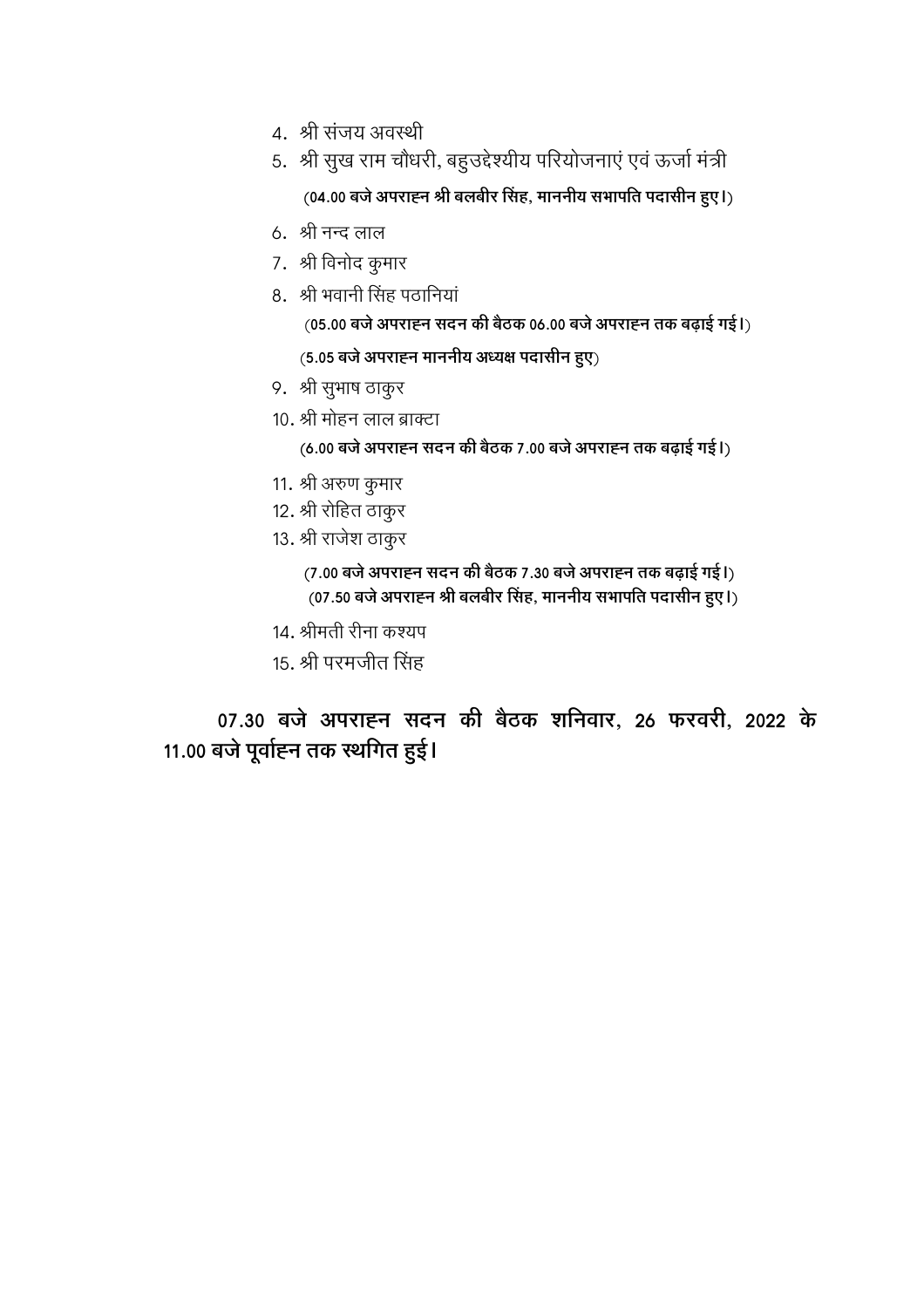4. श्री संजय अवस्थी
5. श्री सुख राम चौधरी, बहुउद्देश्यीय परियोजनाएं एवं ऊर्जा मंत्री

**(04.00 बजे अपराह्न श्री बलबीर सिंह, माननीय सभापति पदासीन हुए।)**

6. श्री नन्द लाल
7. श्री विनोद कुमार
8. श्री भवानी सिंह पठानियां

**(05.00 बजे अपराह्न सदन की बैठक 06.00 बजे अपराह्न तक बढ़ाई गई।)**

**(5.05 बजे अपराह्न माननीय अध्यक्ष पदासीन हुए)**

9. श्री सुभाष ठाकुर
10. श्री मोहन लाल ब्राक्टा

**(6.00 बजे अपराह्न सदन की बैठक 7.00 बजे अपराह्न तक बढ़ाई गई।)**

11. श्री अरुण कुमार
12. श्री रोहित ठाकुर
13. श्री राजेश ठाकुर

**(7.00 बजे अपराह्न सदन की बैठक 7.30 बजे अपराह्न तक बढ़ाई गई।)**
**(07.50 बजे अपराह्न श्री बलबीर सिंह, माननीय सभापति पदासीन हुए।)**

14. श्रीमती रीना कश्यप
15. श्री परमजीत सिंह

**07.30 बजे अपराह्न सदन की बैठक शनिवार, 26 फरवरी, 2022 के 11.00 बजे पूर्वाह्न तक स्थगित हुई।**